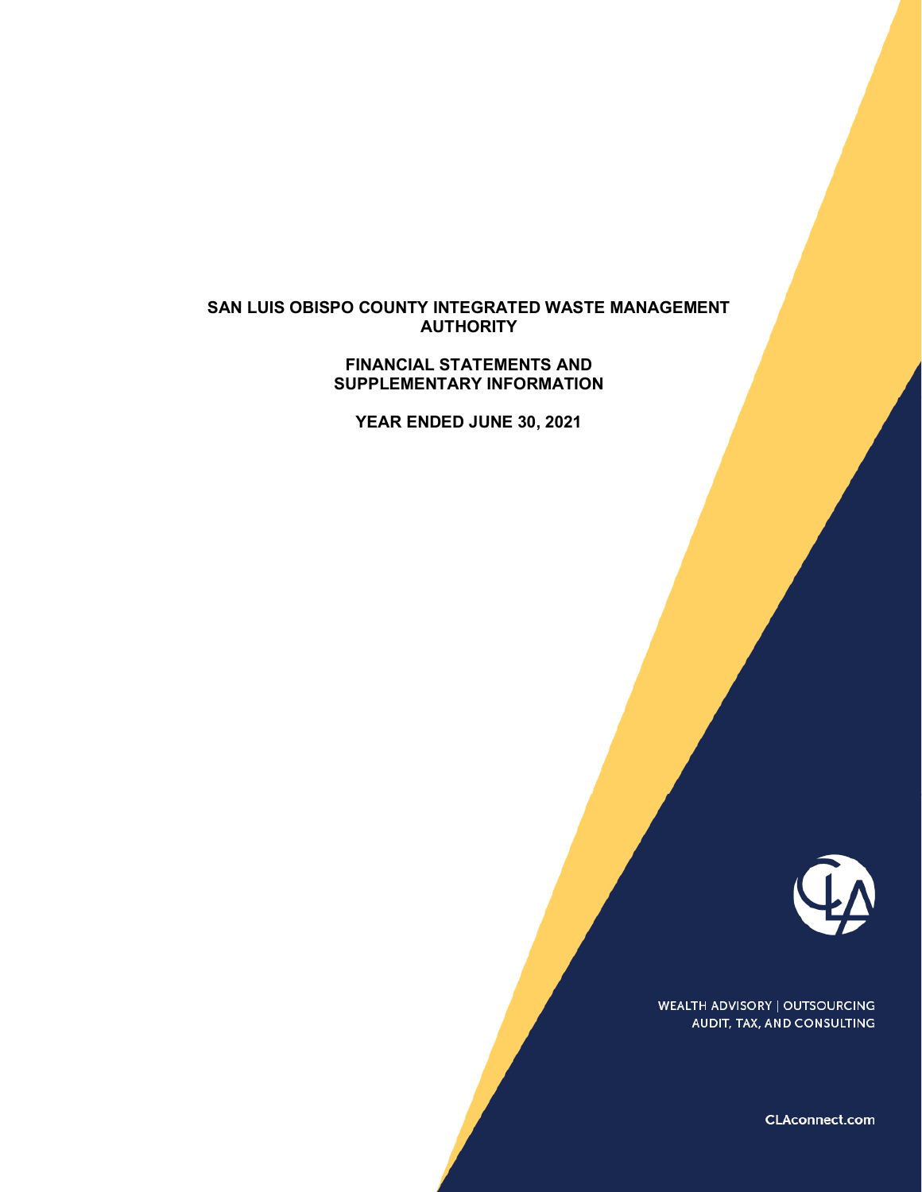# SAN LUIS OBISPO COUNTY INTEGRATED WASTE MANAGEMENT AUTHORITY

## FINANCIAL STATEMENTS AND SUPPLEMENTARY INFORMATION

## YEAR ENDED JUNE 30, 2021

WEALTH ADVISORY | OUTSOURCING
AUDIT, TAX, AND CONSULTING

CLAconnect.com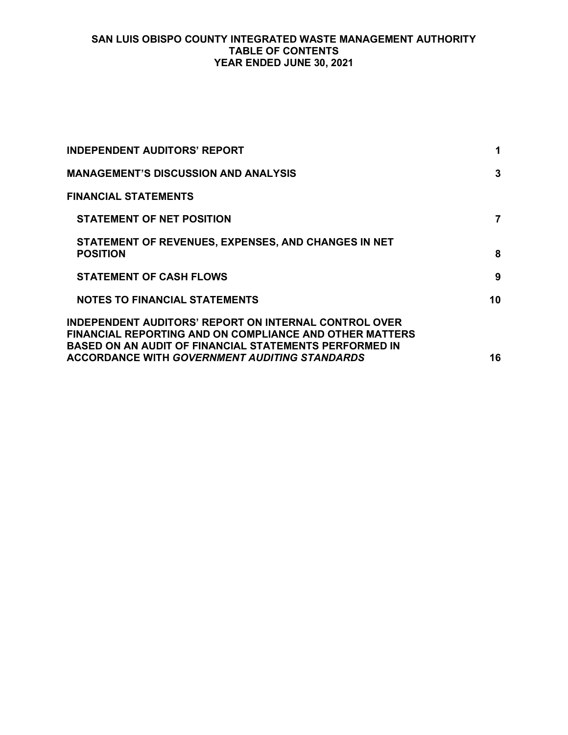# SAN LUIS OBISPO COUNTY INTEGRATED WASTE MANAGEMENT AUTHORITY
## TABLE OF CONTENTS
### YEAR ENDED JUNE 30, 2021

| | |
|---|---|
| **INDEPENDENT AUDITORS' REPORT** | **1** |
| **MANAGEMENT'S DISCUSSION AND ANALYSIS** | **3** |
| **FINANCIAL STATEMENTS** | |
| **STATEMENT OF NET POSITION** | **7** |
| **STATEMENT OF REVENUES, EXPENSES, AND CHANGES IN NET POSITION** | **8** |
| **STATEMENT OF CASH FLOWS** | **9** |
| **NOTES TO FINANCIAL STATEMENTS** | **10** |
| **INDEPENDENT AUDITORS' REPORT ON INTERNAL CONTROL OVER FINANCIAL REPORTING AND ON COMPLIANCE AND OTHER MATTERS BASED ON AN AUDIT OF FINANCIAL STATEMENTS PERFORMED IN ACCORDANCE WITH *GOVERNMENT AUDITING STANDARDS*** | **16** |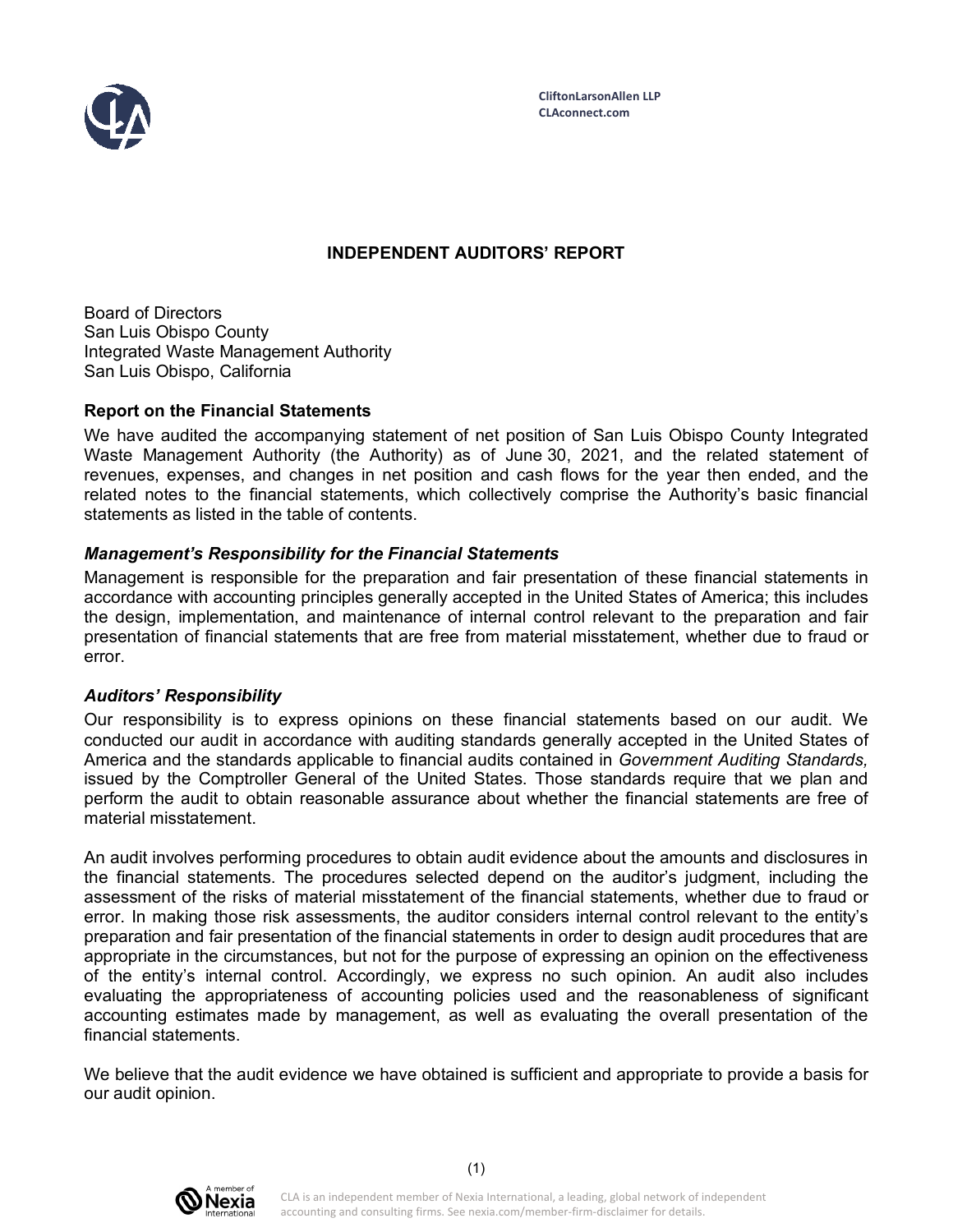# INDEPENDENT AUDITORS' REPORT

Board of Directors
San Luis Obispo County
Integrated Waste Management Authority
San Luis Obispo, California

## Report on the Financial Statements

We have audited the accompanying statement of net position of San Luis Obispo County Integrated Waste Management Authority (the Authority) as of June 30, 2021, and the related statement of revenues, expenses, and changes in net position and cash flows for the year then ended, and the related notes to the financial statements, which collectively comprise the Authority's basic financial statements as listed in the table of contents.

### *Management's Responsibility for the Financial Statements*

Management is responsible for the preparation and fair presentation of these financial statements in accordance with accounting principles generally accepted in the United States of America; this includes the design, implementation, and maintenance of internal control relevant to the preparation and fair presentation of financial statements that are free from material misstatement, whether due to fraud or error.

### *Auditors' Responsibility*

Our responsibility is to express opinions on these financial statements based on our audit. We conducted our audit in accordance with auditing standards generally accepted in the United States of America and the standards applicable to financial audits contained in *Government Auditing Standards,* issued by the Comptroller General of the United States. Those standards require that we plan and perform the audit to obtain reasonable assurance about whether the financial statements are free of material misstatement.

An audit involves performing procedures to obtain audit evidence about the amounts and disclosures in the financial statements. The procedures selected depend on the auditor's judgment, including the assessment of the risks of material misstatement of the financial statements, whether due to fraud or error. In making those risk assessments, the auditor considers internal control relevant to the entity's preparation and fair presentation of the financial statements in order to design audit procedures that are appropriate in the circumstances, but not for the purpose of expressing an opinion on the effectiveness of the entity's internal control. Accordingly, we express no such opinion. An audit also includes evaluating the appropriateness of accounting policies used and the reasonableness of significant accounting estimates made by management, as well as evaluating the overall presentation of the financial statements.

We believe that the audit evidence we have obtained is sufficient and appropriate to provide a basis for our audit opinion.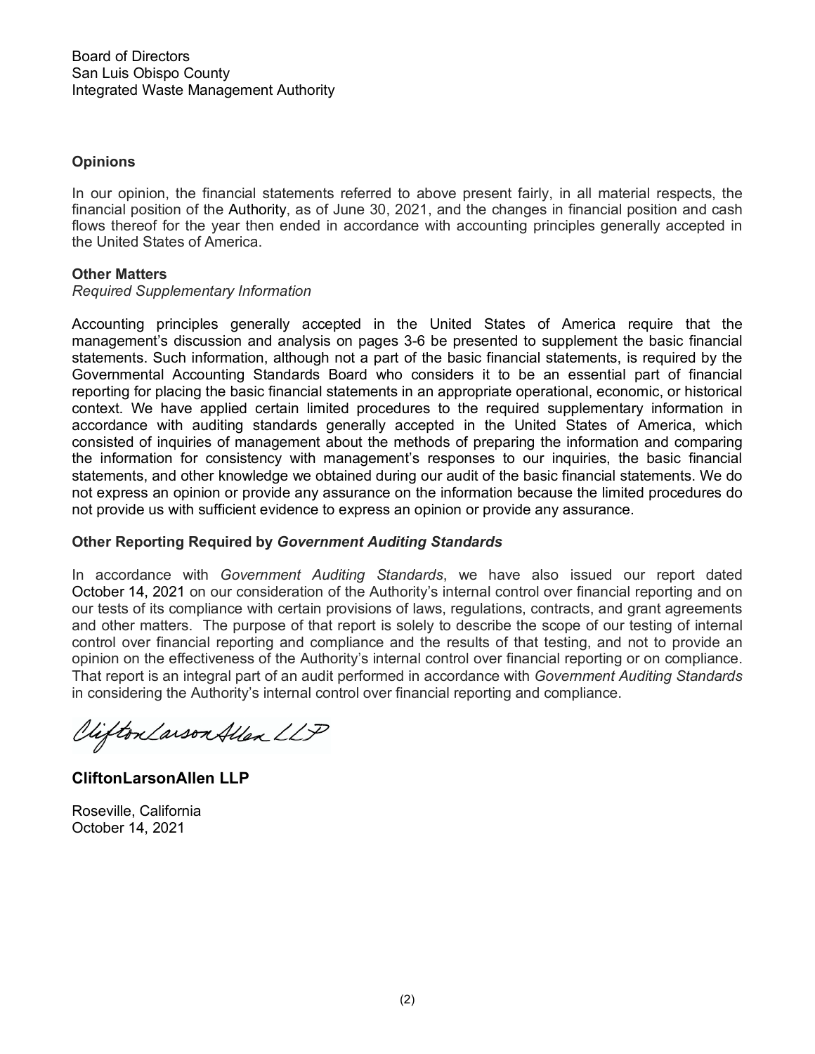Board of Directors
San Luis Obispo County
Integrated Waste Management Authority

**Opinions**

In our opinion, the financial statements referred to above present fairly, in all material respects, the financial position of the Authority, as of June 30, 2021, and the changes in financial position and cash flows thereof for the year then ended in accordance with accounting principles generally accepted in the United States of America.

**Other Matters**

*Required Supplementary Information*

Accounting principles generally accepted in the United States of America require that the management's discussion and analysis on pages 3-6 be presented to supplement the basic financial statements. Such information, although not a part of the basic financial statements, is required by the Governmental Accounting Standards Board who considers it to be an essential part of financial reporting for placing the basic financial statements in an appropriate operational, economic, or historical context. We have applied certain limited procedures to the required supplementary information in accordance with auditing standards generally accepted in the United States of America, which consisted of inquiries of management about the methods of preparing the information and comparing the information for consistency with management's responses to our inquiries, the basic financial statements, and other knowledge we obtained during our audit of the basic financial statements. We do not express an opinion or provide any assurance on the information because the limited procedures do not provide us with sufficient evidence to express an opinion or provide any assurance.

**Other Reporting Required by *Government Auditing Standards***

In accordance with *Government Auditing Standards*, we have also issued our report dated October 14, 2021 on our consideration of the Authority's internal control over financial reporting and on our tests of its compliance with certain provisions of laws, regulations, contracts, and grant agreements and other matters. The purpose of that report is solely to describe the scope of our testing of internal control over financial reporting and compliance and the results of that testing, and not to provide an opinion on the effectiveness of the Authority's internal control over financial reporting or on compliance. That report is an integral part of an audit performed in accordance with *Government Auditing Standards* in considering the Authority's internal control over financial reporting and compliance.

CliftonLarsonAllen LLP

**CliftonLarsonAllen LLP**

Roseville, California
October 14, 2021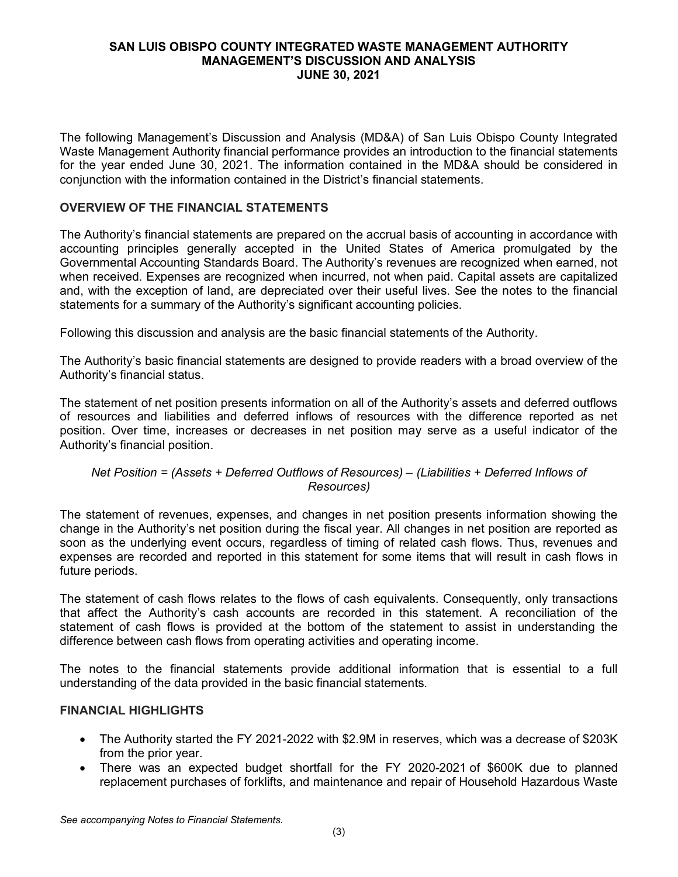# SAN LUIS OBISPO COUNTY INTEGRATED WASTE MANAGEMENT AUTHORITY
## MANAGEMENT'S DISCUSSION AND ANALYSIS
### JUNE 30, 2021

The following Management's Discussion and Analysis (MD&A) of San Luis Obispo County Integrated Waste Management Authority financial performance provides an introduction to the financial statements for the year ended June 30, 2021. The information contained in the MD&A should be considered in conjunction with the information contained in the District's financial statements.

## OVERVIEW OF THE FINANCIAL STATEMENTS

The Authority's financial statements are prepared on the accrual basis of accounting in accordance with accounting principles generally accepted in the United States of America promulgated by the Governmental Accounting Standards Board. The Authority's revenues are recognized when earned, not when received. Expenses are recognized when incurred, not when paid. Capital assets are capitalized and, with the exception of land, are depreciated over their useful lives. See the notes to the financial statements for a summary of the Authority's significant accounting policies.

Following this discussion and analysis are the basic financial statements of the Authority.

The Authority's basic financial statements are designed to provide readers with a broad overview of the Authority's financial status.

The statement of net position presents information on all of the Authority's assets and deferred outflows of resources and liabilities and deferred inflows of resources with the difference reported as net position. Over time, increases or decreases in net position may serve as a useful indicator of the Authority's financial position.

*Net Position = (Assets + Deferred Outflows of Resources) – (Liabilities + Deferred Inflows of Resources)*

The statement of revenues, expenses, and changes in net position presents information showing the change in the Authority's net position during the fiscal year. All changes in net position are reported as soon as the underlying event occurs, regardless of timing of related cash flows. Thus, revenues and expenses are recorded and reported in this statement for some items that will result in cash flows in future periods.

The statement of cash flows relates to the flows of cash equivalents. Consequently, only transactions that affect the Authority's cash accounts are recorded in this statement. A reconciliation of the statement of cash flows is provided at the bottom of the statement to assist in understanding the difference between cash flows from operating activities and operating income.

The notes to the financial statements provide additional information that is essential to a full understanding of the data provided in the basic financial statements.

## FINANCIAL HIGHLIGHTS

- The Authority started the FY 2021-2022 with $2.9M in reserves, which was a decrease of $203K from the prior year.
- There was an expected budget shortfall for the FY 2020-2021 of $600K due to planned replacement purchases of forklifts, and maintenance and repair of Household Hazardous Waste

*See accompanying Notes to Financial Statements.*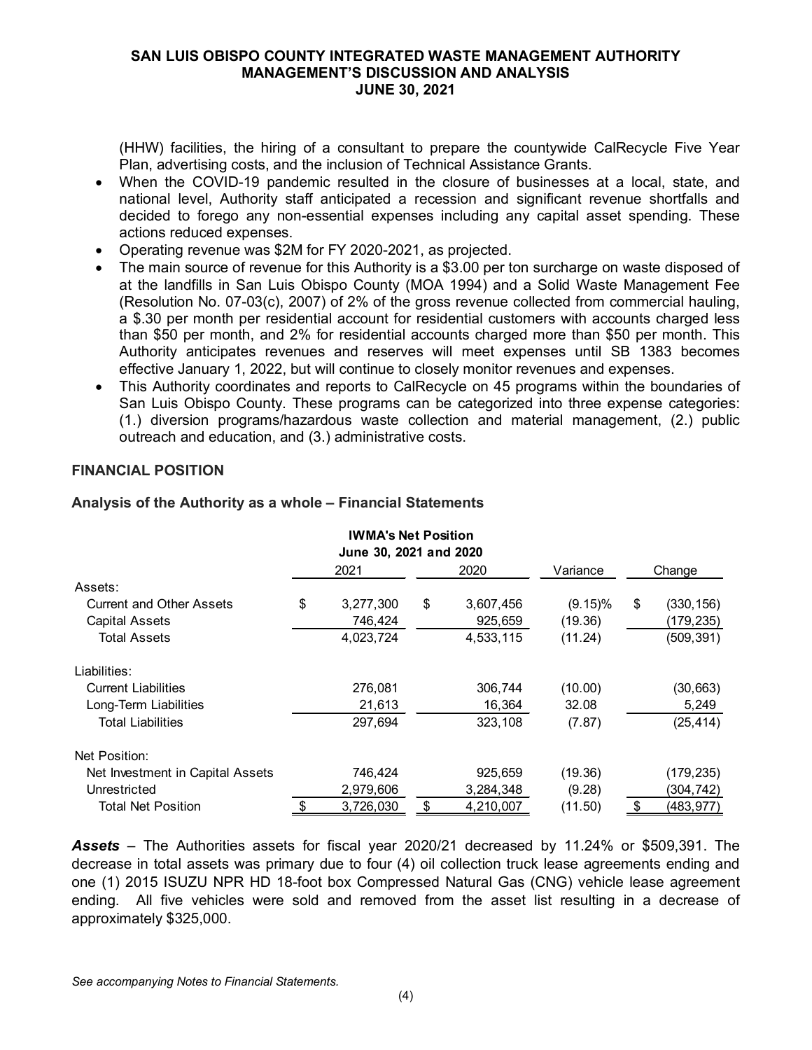(HHW) facilities, the hiring of a consultant to prepare the countywide CalRecycle Five Year Plan, advertising costs, and the inclusion of Technical Assistance Grants.

- When the COVID-19 pandemic resulted in the closure of businesses at a local, state, and national level, Authority staff anticipated a recession and significant revenue shortfalls and decided to forego any non-essential expenses including any capital asset spending. These actions reduced expenses.
- Operating revenue was $2M for FY 2020-2021, as projected.
- The main source of revenue for this Authority is a $3.00 per ton surcharge on waste disposed of at the landfills in San Luis Obispo County (MOA 1994) and a Solid Waste Management Fee (Resolution No. 07-03(c), 2007) of 2% of the gross revenue collected from commercial hauling, a $.30 per month per residential account for residential customers with accounts charged less than $50 per month, and 2% for residential accounts charged more than $50 per month. This Authority anticipates revenues and reserves will meet expenses until SB 1383 becomes effective January 1, 2022, but will continue to closely monitor revenues and expenses.
- This Authority coordinates and reports to CalRecycle on 45 programs within the boundaries of San Luis Obispo County. These programs can be categorized into three expense categories: (1.) diversion programs/hazardous waste collection and material management, (2.) public outreach and education, and (3.) administrative costs.

## FINANCIAL POSITION

### Analysis of the Authority as a whole – Financial Statements

**IWMA's Net Position**
**June 30, 2021 and 2020**

| | 2021 | 2020 | Variance | Change |
|---|---|---|---|---|
| Assets: | | | | |
| Current and Other Assets | $ 3,277,300 | $ 3,607,456 | (9.15)% | $ (330,156) |
| Capital Assets | 746,424 | 925,659 | (19.36) | (179,235) |
| Total Assets | 4,023,724 | 4,533,115 | (11.24) | (509,391) |
| Liabilities: | | | | |
| Current Liabilities | 276,081 | 306,744 | (10.00) | (30,663) |
| Long-Term Liabilities | 21,613 | 16,364 | 32.08 | 5,249 |
| Total Liabilities | 297,694 | 323,108 | (7.87) | (25,414) |
| Net Position: | | | | |
| Net Investment in Capital Assets | 746,424 | 925,659 | (19.36) | (179,235) |
| Unrestricted | 2,979,606 | 3,284,348 | (9.28) | (304,742) |
| Total Net Position | $ 3,726,030 | $ 4,210,007 | (11.50) | $ (483,977) |

***Assets*** – The Authorities assets for fiscal year 2020/21 decreased by 11.24% or $509,391. The decrease in total assets was primary due to four (4) oil collection truck lease agreements ending and one (1) 2015 ISUZU NPR HD 18-foot box Compressed Natural Gas (CNG) vehicle lease agreement ending. All five vehicles were sold and removed from the asset list resulting in a decrease of approximately $325,000.

*See accompanying Notes to Financial Statements.*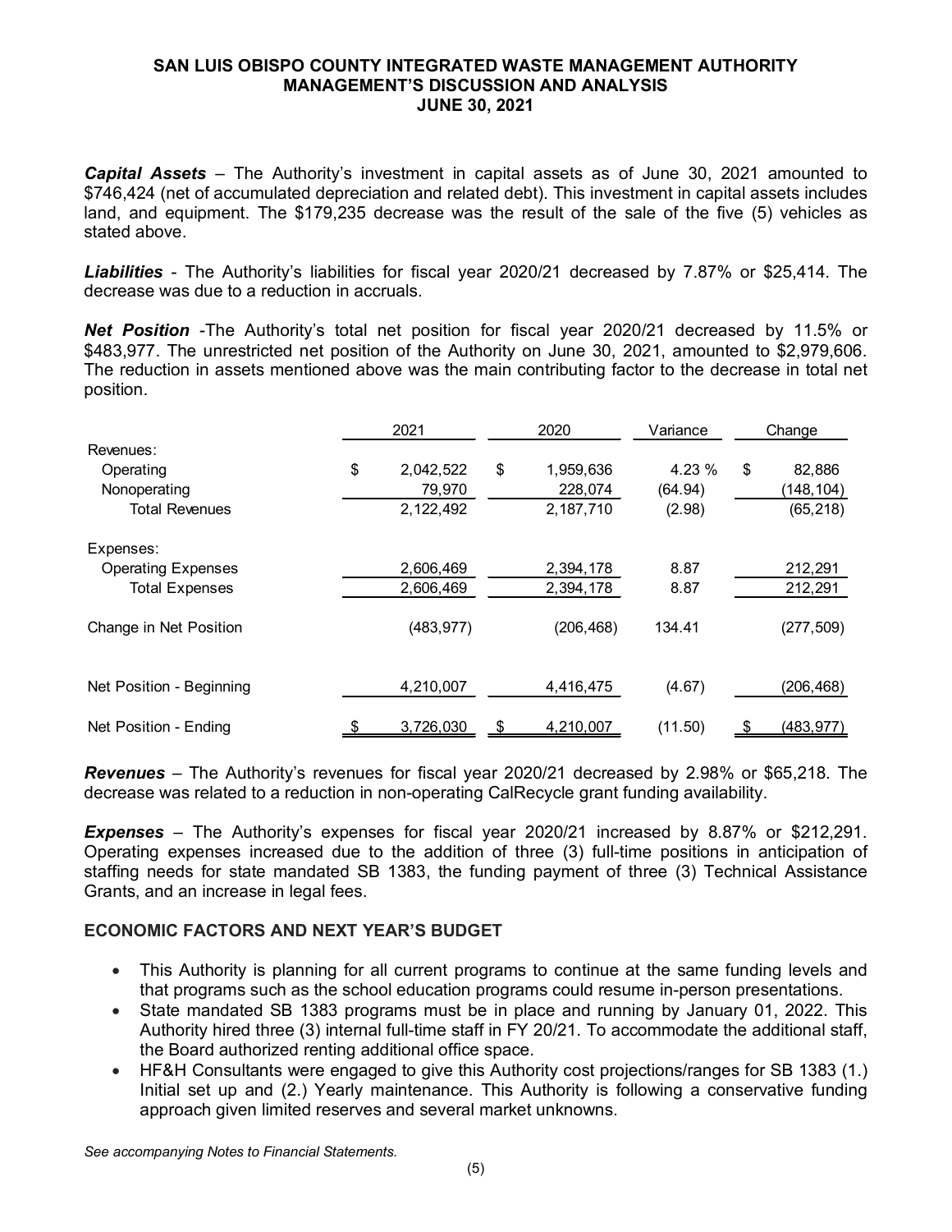# SAN LUIS OBISPO COUNTY INTEGRATED WASTE MANAGEMENT AUTHORITY
## MANAGEMENT'S DISCUSSION AND ANALYSIS
## JUNE 30, 2021

***Capital Assets*** – The Authority's investment in capital assets as of June 30, 2021 amounted to $746,424 (net of accumulated depreciation and related debt). This investment in capital assets includes land, and equipment. The $179,235 decrease was the result of the sale of the five (5) vehicles as stated above.

***Liabilities*** - The Authority's liabilities for fiscal year 2020/21 decreased by 7.87% or $25,414. The decrease was due to a reduction in accruals.

***Net Position*** -The Authority's total net position for fiscal year 2020/21 decreased by 11.5% or $483,977. The unrestricted net position of the Authority on June 30, 2021, amounted to $2,979,606. The reduction in assets mentioned above was the main contributing factor to the decrease in total net position.

| | 2021 | 2020 | Variance | Change |
|---|---|---|---|---|
| Revenues: | | | | |
| Operating | $ 2,042,522 | $ 1,959,636 | 4.23 % | $ 82,886 |
| Nonoperating | 79,970 | 228,074 | (64.94) | (148,104) |
| Total Revenues | 2,122,492 | 2,187,710 | (2.98) | (65,218) |
| Expenses: | | | | |
| Operating Expenses | 2,606,469 | 2,394,178 | 8.87 | 212,291 |
| Total Expenses | 2,606,469 | 2,394,178 | 8.87 | 212,291 |
| Change in Net Position | (483,977) | (206,468) | 134.41 | (277,509) |
| Net Position - Beginning | 4,210,007 | 4,416,475 | (4.67) | (206,468) |
| Net Position - Ending | $ 3,726,030 | $ 4,210,007 | (11.50) | $ (483,977) |

***Revenues*** – The Authority's revenues for fiscal year 2020/21 decreased by 2.98% or $65,218. The decrease was related to a reduction in non-operating CalRecycle grant funding availability.

***Expenses*** – The Authority's expenses for fiscal year 2020/21 increased by 8.87% or $212,291. Operating expenses increased due to the addition of three (3) full-time positions in anticipation of staffing needs for state mandated SB 1383, the funding payment of three (3) Technical Assistance Grants, and an increase in legal fees.

## ECONOMIC FACTORS AND NEXT YEAR'S BUDGET

- This Authority is planning for all current programs to continue at the same funding levels and that programs such as the school education programs could resume in-person presentations.
- State mandated SB 1383 programs must be in place and running by January 01, 2022. This Authority hired three (3) internal full-time staff in FY 20/21. To accommodate the additional staff, the Board authorized renting additional office space.
- HF&H Consultants were engaged to give this Authority cost projections/ranges for SB 1383 (1.) Initial set up and (2.) Yearly maintenance. This Authority is following a conservative funding approach given limited reserves and several market unknowns.

*See accompanying Notes to Financial Statements.*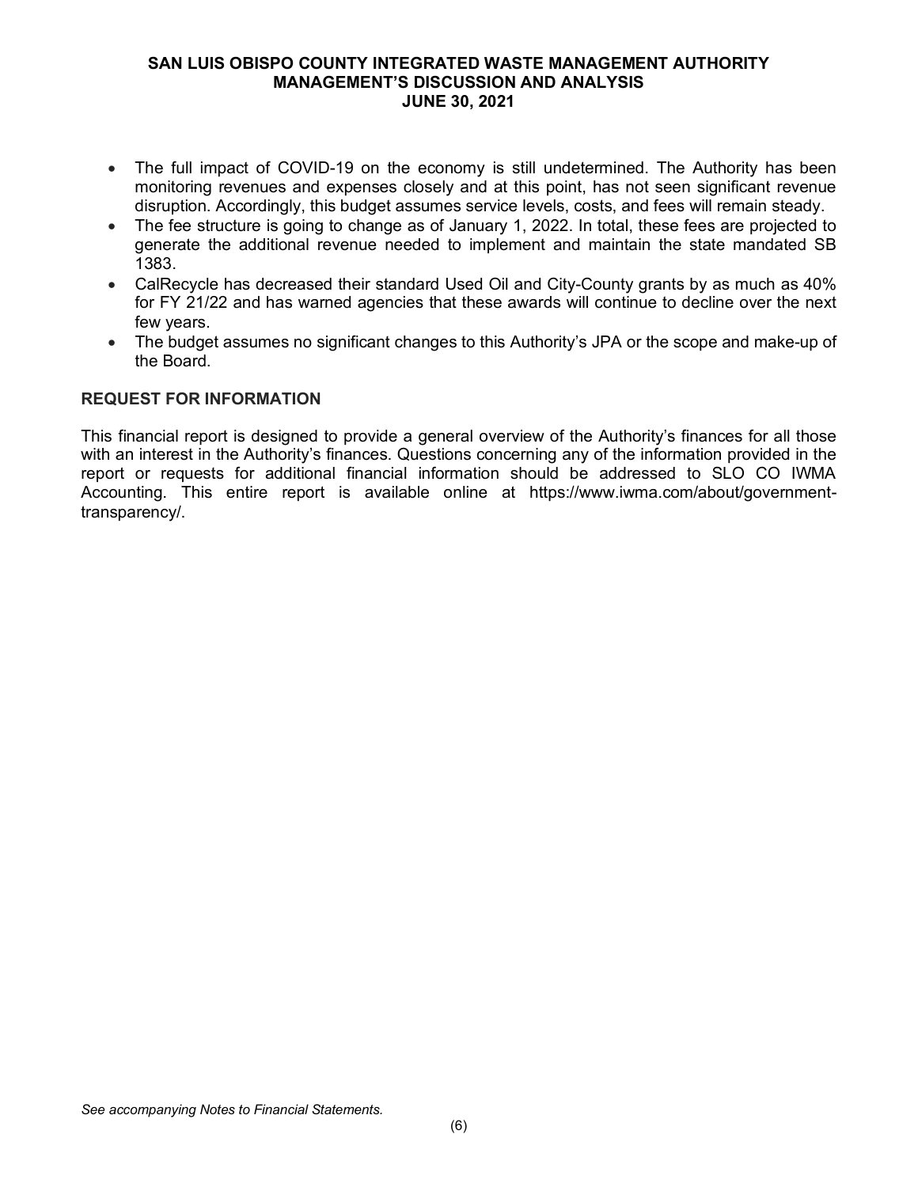- The full impact of COVID-19 on the economy is still undetermined. The Authority has been monitoring revenues and expenses closely and at this point, has not seen significant revenue disruption. Accordingly, this budget assumes service levels, costs, and fees will remain steady.
- The fee structure is going to change as of January 1, 2022. In total, these fees are projected to generate the additional revenue needed to implement and maintain the state mandated SB 1383.
- CalRecycle has decreased their standard Used Oil and City-County grants by as much as 40% for FY 21/22 and has warned agencies that these awards will continue to decline over the next few years.
- The budget assumes no significant changes to this Authority's JPA or the scope and make-up of the Board.

## REQUEST FOR INFORMATION

This financial report is designed to provide a general overview of the Authority's finances for all those with an interest in the Authority's finances. Questions concerning any of the information provided in the report or requests for additional financial information should be addressed to SLO CO IWMA Accounting. This entire report is available online at https://www.iwma.com/about/government-transparency/.

*See accompanying Notes to Financial Statements.*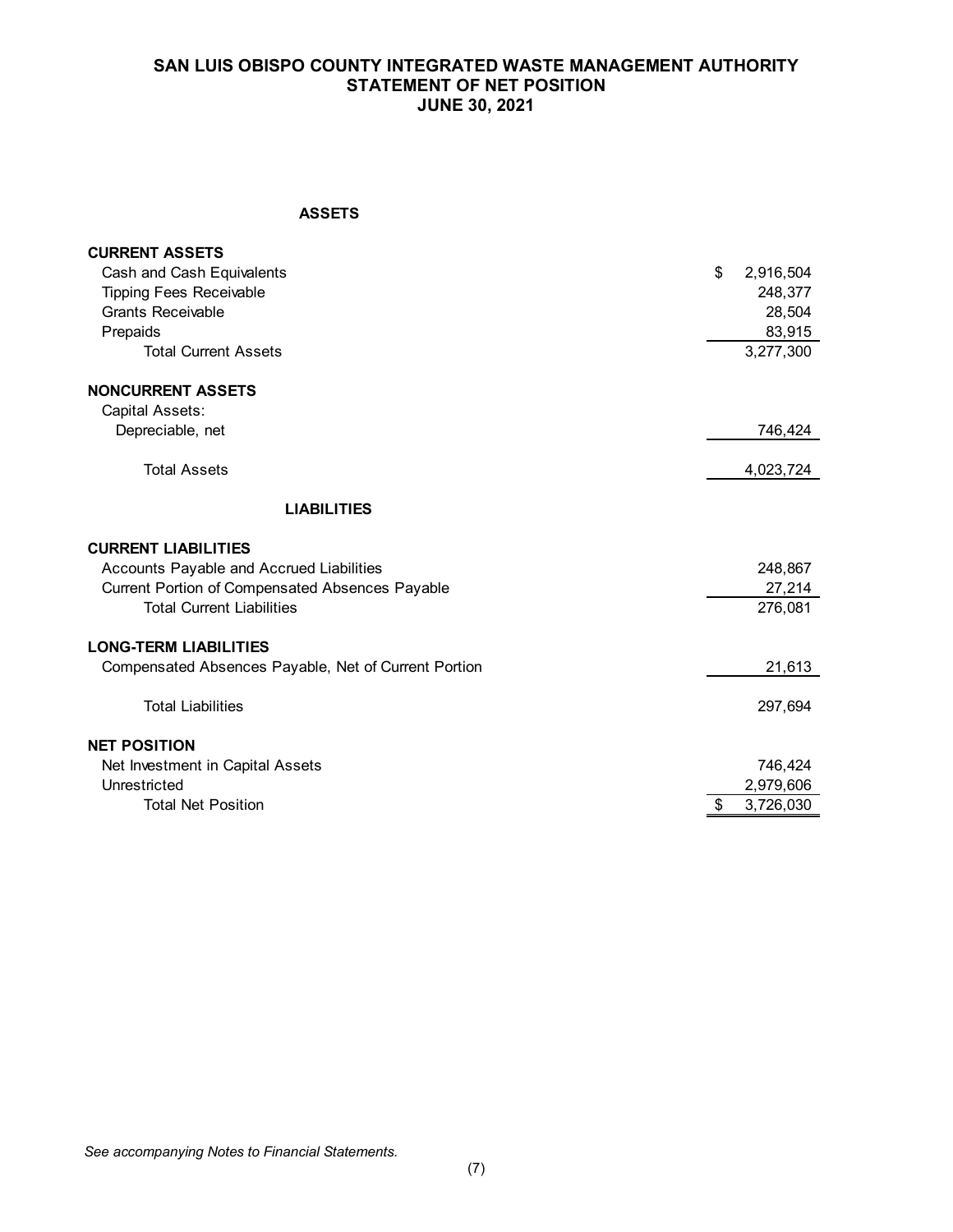# SAN LUIS OBISPO COUNTY INTEGRATED WASTE MANAGEMENT AUTHORITY
## STATEMENT OF NET POSITION
## JUNE 30, 2021

| | |
|---|---|
| **ASSETS** | |
| **CURRENT ASSETS** | |
| Cash and Cash Equivalents | $ 2,916,504 |
| Tipping Fees Receivable | 248,377 |
| Grants Receivable | 28,504 |
| Prepaids | 83,915 |
| Total Current Assets | 3,277,300 |
| **NONCURRENT ASSETS** | |
| Capital Assets: | |
| Depreciable, net | 746,424 |
| Total Assets | 4,023,724 |
| **LIABILITIES** | |
| **CURRENT LIABILITIES** | |
| Accounts Payable and Accrued Liabilities | 248,867 |
| Current Portion of Compensated Absences Payable | 27,214 |
| Total Current Liabilities | 276,081 |
| **LONG-TERM LIABILITIES** | |
| Compensated Absences Payable, Net of Current Portion | 21,613 |
| Total Liabilities | 297,694 |
| **NET POSITION** | |
| Net Investment in Capital Assets | 746,424 |
| Unrestricted | 2,979,606 |
| Total Net Position | $ 3,726,030 |

*See accompanying Notes to Financial Statements.*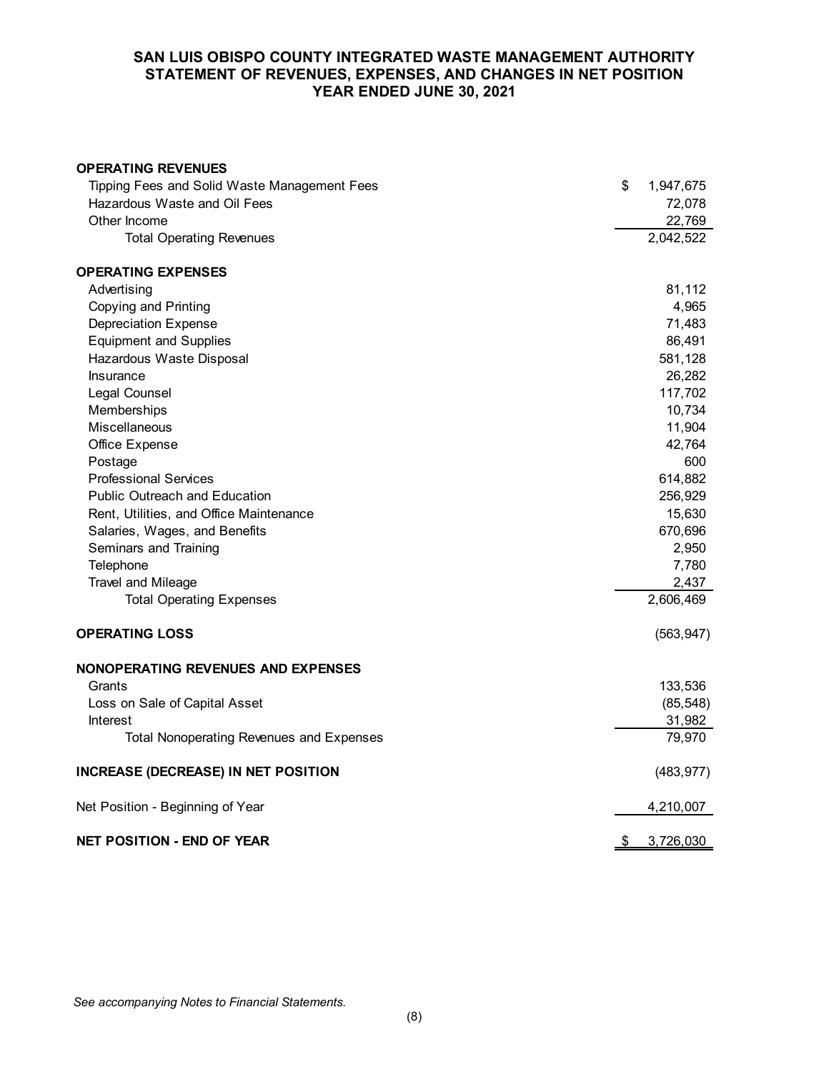# SAN LUIS OBISPO COUNTY INTEGRATED WASTE MANAGEMENT AUTHORITY
## STATEMENT OF REVENUES, EXPENSES, AND CHANGES IN NET POSITION
## YEAR ENDED JUNE 30, 2021

| | |
|---|---|
| **OPERATING REVENUES** | |
| Tipping Fees and Solid Waste Management Fees | $ 1,947,675 |
| Hazardous Waste and Oil Fees | 72,078 |
| Other Income | 22,769 |
| Total Operating Revenues | 2,042,522 |
| | |
| **OPERATING EXPENSES** | |
| Advertising | 81,112 |
| Copying and Printing | 4,965 |
| Depreciation Expense | 71,483 |
| Equipment and Supplies | 86,491 |
| Hazardous Waste Disposal | 581,128 |
| Insurance | 26,282 |
| Legal Counsel | 117,702 |
| Memberships | 10,734 |
| Miscellaneous | 11,904 |
| Office Expense | 42,764 |
| Postage | 600 |
| Professional Services | 614,882 |
| Public Outreach and Education | 256,929 |
| Rent, Utilities, and Office Maintenance | 15,630 |
| Salaries, Wages, and Benefits | 670,696 |
| Seminars and Training | 2,950 |
| Telephone | 7,780 |
| Travel and Mileage | 2,437 |
| Total Operating Expenses | 2,606,469 |
| | |
| **OPERATING LOSS** | (563,947) |
| | |
| **NONOPERATING REVENUES AND EXPENSES** | |
| Grants | 133,536 |
| Loss on Sale of Capital Asset | (85,548) |
| Interest | 31,982 |
| Total Nonoperating Revenues and Expenses | 79,970 |
| | |
| **INCREASE (DECREASE) IN NET POSITION** | (483,977) |
| | |
| Net Position - Beginning of Year | 4,210,007 |
| | |
| **NET POSITION - END OF YEAR** | $ 3,726,030 |

*See accompanying Notes to Financial Statements.*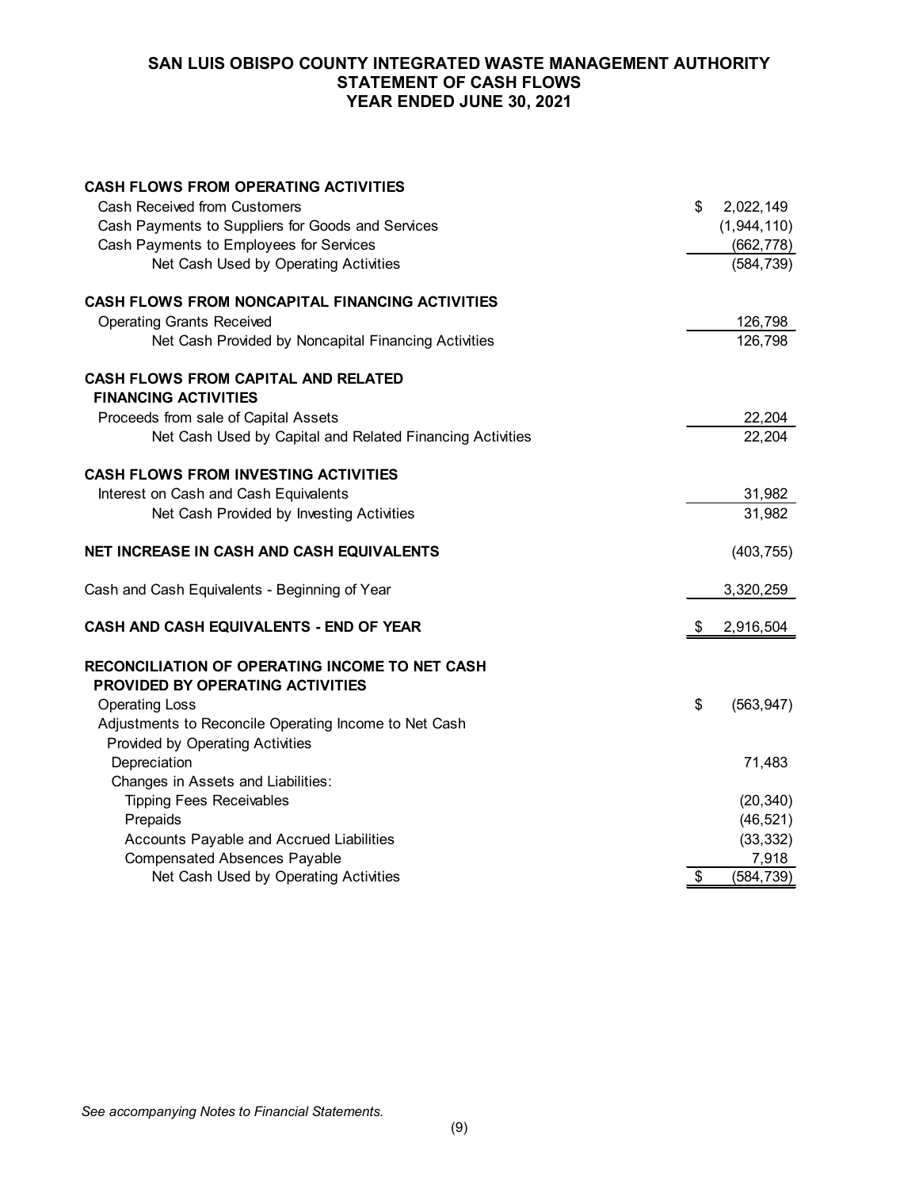# SAN LUIS OBISPO COUNTY INTEGRATED WASTE MANAGEMENT AUTHORITY
## STATEMENT OF CASH FLOWS
## YEAR ENDED JUNE 30, 2021

| | |
|---|---|
| **CASH FLOWS FROM OPERATING ACTIVITIES** | |
| Cash Received from Customers | $ 2,022,149 |
| Cash Payments to Suppliers for Goods and Services | (1,944,110) |
| Cash Payments to Employees for Services | (662,778) |
| Net Cash Used by Operating Activities | (584,739) |
| | |
| **CASH FLOWS FROM NONCAPITAL FINANCING ACTIVITIES** | |
| Operating Grants Received | 126,798 |
| Net Cash Provided by Noncapital Financing Activities | 126,798 |
| | |
| **CASH FLOWS FROM CAPITAL AND RELATED FINANCING ACTIVITIES** | |
| Proceeds from sale of Capital Assets | 22,204 |
| Net Cash Used by Capital and Related Financing Activities | 22,204 |
| | |
| **CASH FLOWS FROM INVESTING ACTIVITIES** | |
| Interest on Cash and Cash Equivalents | 31,982 |
| Net Cash Provided by Investing Activities | 31,982 |
| | |
| **NET INCREASE IN CASH AND CASH EQUIVALENTS** | (403,755) |
| | |
| Cash and Cash Equivalents - Beginning of Year | 3,320,259 |
| | |
| **CASH AND CASH EQUIVALENTS - END OF YEAR** | $ 2,916,504 |
| | |
| **RECONCILIATION OF OPERATING INCOME TO NET CASH PROVIDED BY OPERATING ACTIVITIES** | |
| Operating Loss | $ (563,947) |
| Adjustments to Reconcile Operating Income to Net Cash Provided by Operating Activities | |
| Depreciation | 71,483 |
| Changes in Assets and Liabilities: | |
| Tipping Fees Receivables | (20,340) |
| Prepaids | (46,521) |
| Accounts Payable and Accrued Liabilities | (33,332) |
| Compensated Absences Payable | 7,918 |
| Net Cash Used by Operating Activities | $ (584,739) |

*See accompanying Notes to Financial Statements.*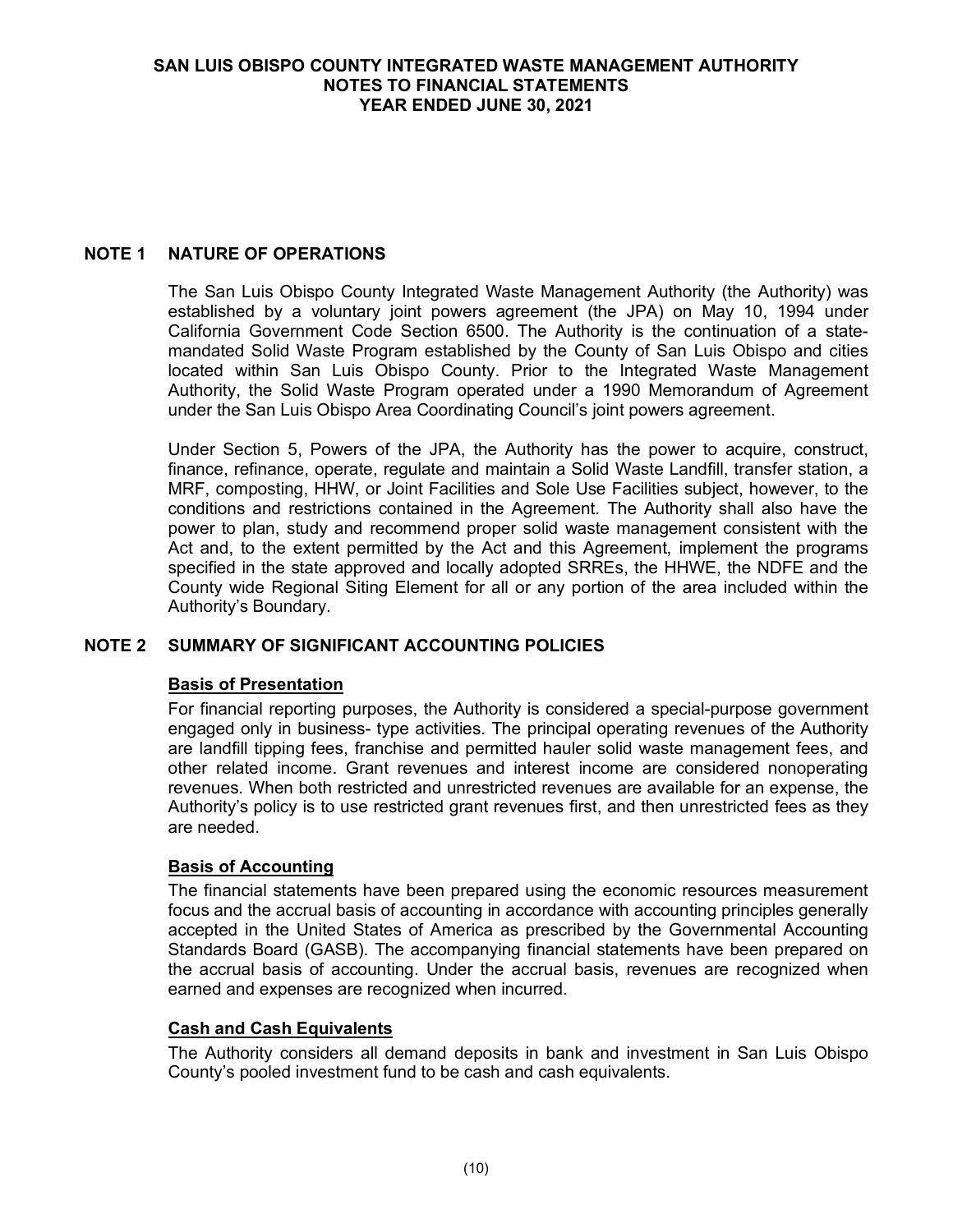# SAN LUIS OBISPO COUNTY INTEGRATED WASTE MANAGEMENT AUTHORITY
# NOTES TO FINANCIAL STATEMENTS
# YEAR ENDED JUNE 30, 2021

## NOTE 1 NATURE OF OPERATIONS

The San Luis Obispo County Integrated Waste Management Authority (the Authority) was established by a voluntary joint powers agreement (the JPA) on May 10, 1994 under California Government Code Section 6500. The Authority is the continuation of a state-mandated Solid Waste Program established by the County of San Luis Obispo and cities located within San Luis Obispo County. Prior to the Integrated Waste Management Authority, the Solid Waste Program operated under a 1990 Memorandum of Agreement under the San Luis Obispo Area Coordinating Council's joint powers agreement.

Under Section 5, Powers of the JPA, the Authority has the power to acquire, construct, finance, refinance, operate, regulate and maintain a Solid Waste Landfill, transfer station, a MRF, composting, HHW, or Joint Facilities and Sole Use Facilities subject, however, to the conditions and restrictions contained in the Agreement. The Authority shall also have the power to plan, study and recommend proper solid waste management consistent with the Act and, to the extent permitted by the Act and this Agreement, implement the programs specified in the state approved and locally adopted SRREs, the HHWE, the NDFE and the County wide Regional Siting Element for all or any portion of the area included within the Authority's Boundary.

## NOTE 2 SUMMARY OF SIGNIFICANT ACCOUNTING POLICIES

### Basis of Presentation

For financial reporting purposes, the Authority is considered a special-purpose government engaged only in business- type activities. The principal operating revenues of the Authority are landfill tipping fees, franchise and permitted hauler solid waste management fees, and other related income. Grant revenues and interest income are considered nonoperating revenues. When both restricted and unrestricted revenues are available for an expense, the Authority's policy is to use restricted grant revenues first, and then unrestricted fees as they are needed.

### Basis of Accounting

The financial statements have been prepared using the economic resources measurement focus and the accrual basis of accounting in accordance with accounting principles generally accepted in the United States of America as prescribed by the Governmental Accounting Standards Board (GASB). The accompanying financial statements have been prepared on the accrual basis of accounting. Under the accrual basis, revenues are recognized when earned and expenses are recognized when incurred.

### Cash and Cash Equivalents

The Authority considers all demand deposits in bank and investment in San Luis Obispo County's pooled investment fund to be cash and cash equivalents.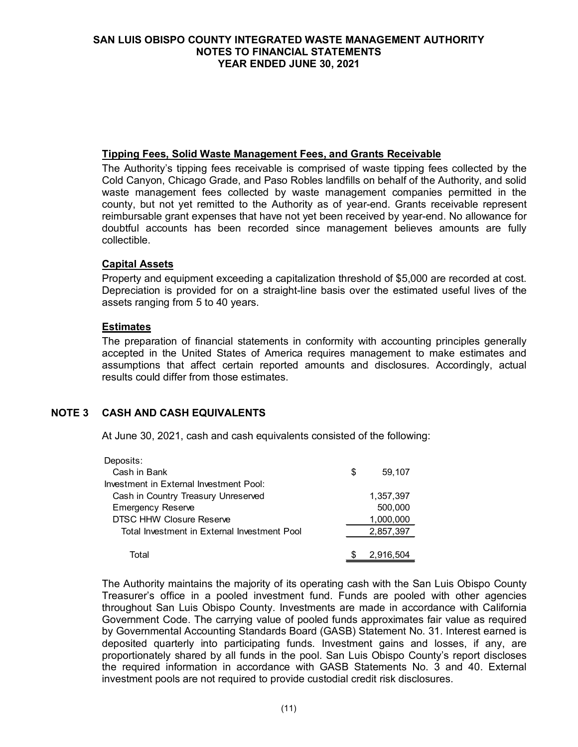### Tipping Fees, Solid Waste Management Fees, and Grants Receivable

The Authority's tipping fees receivable is comprised of waste tipping fees collected by the Cold Canyon, Chicago Grade, and Paso Robles landfills on behalf of the Authority, and solid waste management fees collected by waste management companies permitted in the county, but not yet remitted to the Authority as of year-end. Grants receivable represent reimbursable grant expenses that have not yet been received by year-end. No allowance for doubtful accounts has been recorded since management believes amounts are fully collectible.

### Capital Assets

Property and equipment exceeding a capitalization threshold of $5,000 are recorded at cost. Depreciation is provided for on a straight-line basis over the estimated useful lives of the assets ranging from 5 to 40 years.

### Estimates

The preparation of financial statements in conformity with accounting principles generally accepted in the United States of America requires management to make estimates and assumptions that affect certain reported amounts and disclosures. Accordingly, actual results could differ from those estimates.

## NOTE 3 CASH AND CASH EQUIVALENTS

At June 30, 2021, cash and cash equivalents consisted of the following:

| | |
|---|---|
| Deposits: | |
| Cash in Bank | $ 59,107 |
| Investment in External Investment Pool: | |
| Cash in Country Treasury Unreserved | 1,357,397 |
| Emergency Reserve | 500,000 |
| DTSC HHW Closure Reserve | 1,000,000 |
| Total Investment in External Investment Pool | 2,857,397 |
| Total | $ 2,916,504 |

The Authority maintains the majority of its operating cash with the San Luis Obispo County Treasurer's office in a pooled investment fund. Funds are pooled with other agencies throughout San Luis Obispo County. Investments are made in accordance with California Government Code. The carrying value of pooled funds approximates fair value as required by Governmental Accounting Standards Board (GASB) Statement No. 31. Interest earned is deposited quarterly into participating funds. Investment gains and losses, if any, are proportionately shared by all funds in the pool. San Luis Obispo County's report discloses the required information in accordance with GASB Statements No. 3 and 40. External investment pools are not required to provide custodial credit risk disclosures.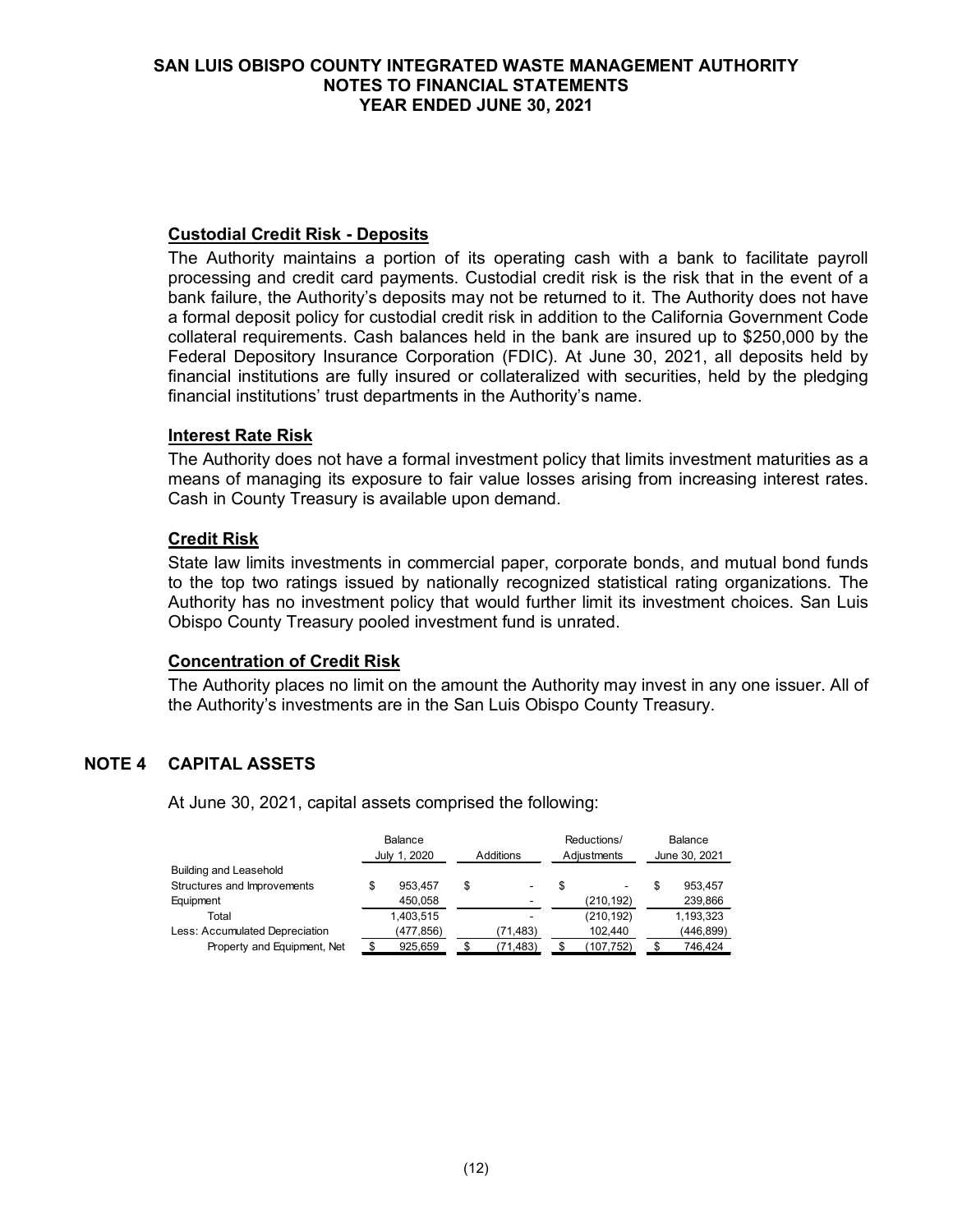### Custodial Credit Risk - Deposits

The Authority maintains a portion of its operating cash with a bank to facilitate payroll processing and credit card payments. Custodial credit risk is the risk that in the event of a bank failure, the Authority's deposits may not be returned to it. The Authority does not have a formal deposit policy for custodial credit risk in addition to the California Government Code collateral requirements. Cash balances held in the bank are insured up to $250,000 by the Federal Depository Insurance Corporation (FDIC). At June 30, 2021, all deposits held by financial institutions are fully insured or collateralized with securities, held by the pledging financial institutions' trust departments in the Authority's name.

### Interest Rate Risk

The Authority does not have a formal investment policy that limits investment maturities as a means of managing its exposure to fair value losses arising from increasing interest rates. Cash in County Treasury is available upon demand.

### Credit Risk

State law limits investments in commercial paper, corporate bonds, and mutual bond funds to the top two ratings issued by nationally recognized statistical rating organizations. The Authority has no investment policy that would further limit its investment choices. San Luis Obispo County Treasury pooled investment fund is unrated.

### Concentration of Credit Risk

The Authority places no limit on the amount the Authority may invest in any one issuer. All of the Authority's investments are in the San Luis Obispo County Treasury.

## NOTE 4 CAPITAL ASSETS

At June 30, 2021, capital assets comprised the following:

| | Balance July 1, 2020 | Additions | Reductions/ Adjustments | Balance June 30, 2021 |
|---|---|---|---|---|
| Building and Leasehold | | | | |
| Structures and Improvements | $ 953,457 | $ - | $ - | $ 953,457 |
| Equipment | 450,058 | - | (210,192) | 239,866 |
| Total | 1,403,515 | - | (210,192) | 1,193,323 |
| Less: Accumulated Depreciation | (477,856) | (71,483) | 102,440 | (446,899) |
| Property and Equipment, Net | $ 925,659 | $ (71,483) | $ (107,752) | $ 746,424 |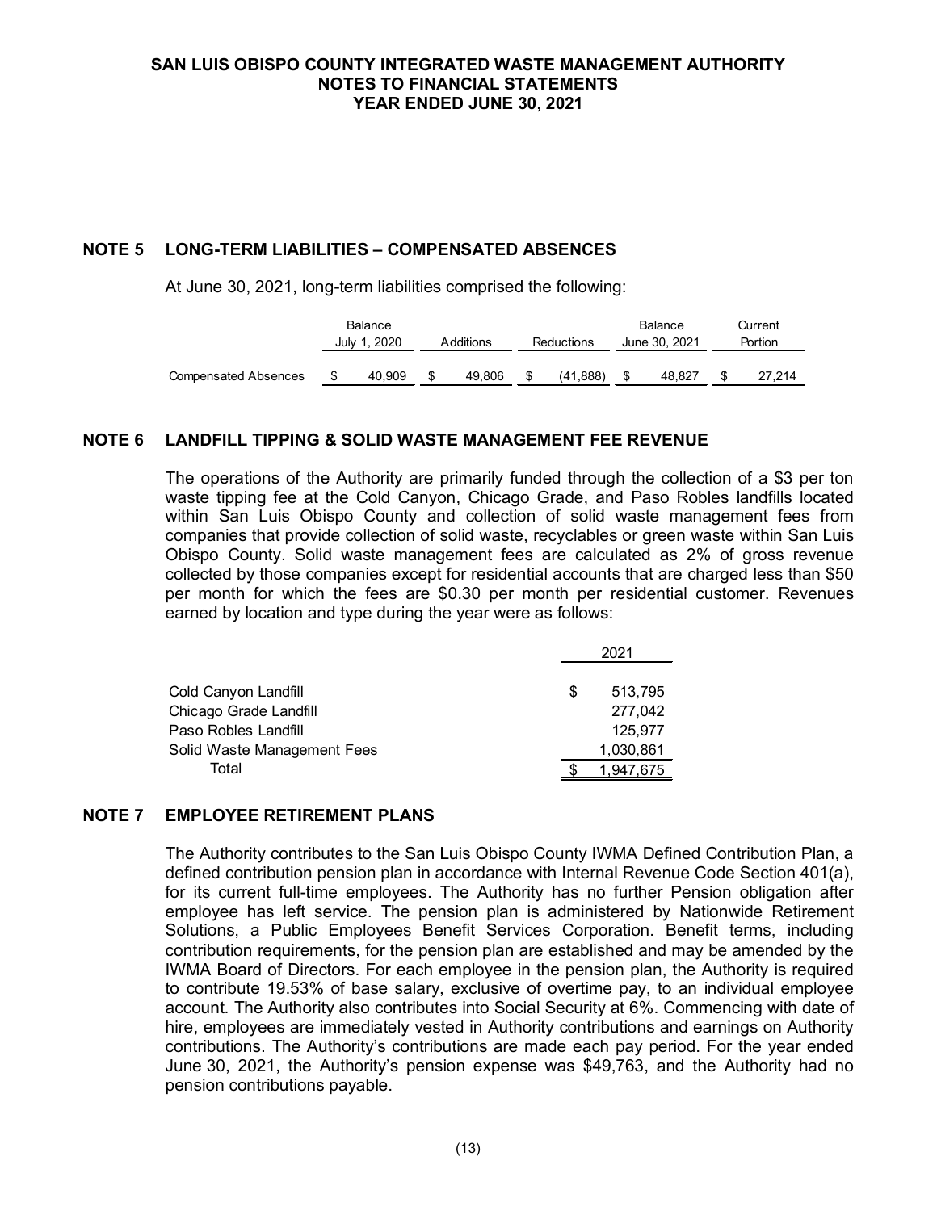## NOTE 5 LONG-TERM LIABILITIES – COMPENSATED ABSENCES

At June 30, 2021, long-term liabilities comprised the following:

| | Balance July 1, 2020 | Additions | Reductions | Balance June 30, 2021 | Current Portion |
|---|---|---|---|---|---|
| Compensated Absences | $ 40,909 | $ 49,806 | $ (41,888) | $ 48,827 | $ 27,214 |

## NOTE 6 LANDFILL TIPPING & SOLID WASTE MANAGEMENT FEE REVENUE

The operations of the Authority are primarily funded through the collection of a $3 per ton waste tipping fee at the Cold Canyon, Chicago Grade, and Paso Robles landfills located within San Luis Obispo County and collection of solid waste management fees from companies that provide collection of solid waste, recyclables or green waste within San Luis Obispo County. Solid waste management fees are calculated as 2% of gross revenue collected by those companies except for residential accounts that are charged less than $50 per month for which the fees are $0.30 per month per residential customer. Revenues earned by location and type during the year were as follows:

| | 2021 |
|---|---|
| Cold Canyon Landfill | $ 513,795 |
| Chicago Grade Landfill | 277,042 |
| Paso Robles Landfill | 125,977 |
| Solid Waste Management Fees | 1,030,861 |
| Total | $ 1,947,675 |

## NOTE 7 EMPLOYEE RETIREMENT PLANS

The Authority contributes to the San Luis Obispo County IWMA Defined Contribution Plan, a defined contribution pension plan in accordance with Internal Revenue Code Section 401(a), for its current full-time employees. The Authority has no further Pension obligation after employee has left service. The pension plan is administered by Nationwide Retirement Solutions, a Public Employees Benefit Services Corporation. Benefit terms, including contribution requirements, for the pension plan are established and may be amended by the IWMA Board of Directors. For each employee in the pension plan, the Authority is required to contribute 19.53% of base salary, exclusive of overtime pay, to an individual employee account. The Authority also contributes into Social Security at 6%. Commencing with date of hire, employees are immediately vested in Authority contributions and earnings on Authority contributions. The Authority's contributions are made each pay period. For the year ended June 30, 2021, the Authority's pension expense was $49,763, and the Authority had no pension contributions payable.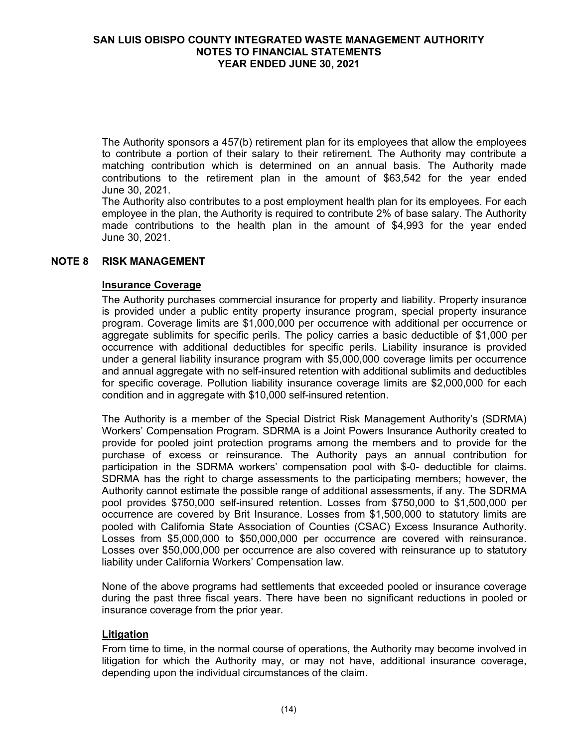The Authority sponsors a 457(b) retirement plan for its employees that allow the employees to contribute a portion of their salary to their retirement. The Authority may contribute a matching contribution which is determined on an annual basis. The Authority made contributions to the retirement plan in the amount of $63,542 for the year ended June 30, 2021.

The Authority also contributes to a post employment health plan for its employees. For each employee in the plan, the Authority is required to contribute 2% of base salary. The Authority made contributions to the health plan in the amount of $4,993 for the year ended June 30, 2021.

## NOTE 8 RISK MANAGEMENT

### Insurance Coverage

The Authority purchases commercial insurance for property and liability. Property insurance is provided under a public entity property insurance program, special property insurance program. Coverage limits are $1,000,000 per occurrence with additional per occurrence or aggregate sublimits for specific perils. The policy carries a basic deductible of $1,000 per occurrence with additional deductibles for specific perils. Liability insurance is provided under a general liability insurance program with $5,000,000 coverage limits per occurrence and annual aggregate with no self-insured retention with additional sublimits and deductibles for specific coverage. Pollution liability insurance coverage limits are $2,000,000 for each condition and in aggregate with $10,000 self-insured retention.

The Authority is a member of the Special District Risk Management Authority's (SDRMA) Workers' Compensation Program. SDRMA is a Joint Powers Insurance Authority created to provide for pooled joint protection programs among the members and to provide for the purchase of excess or reinsurance. The Authority pays an annual contribution for participation in the SDRMA workers' compensation pool with $-0- deductible for claims. SDRMA has the right to charge assessments to the participating members; however, the Authority cannot estimate the possible range of additional assessments, if any. The SDRMA pool provides $750,000 self-insured retention. Losses from $750,000 to $1,500,000 per occurrence are covered by Brit Insurance. Losses from $1,500,000 to statutory limits are pooled with California State Association of Counties (CSAC) Excess Insurance Authority. Losses from $5,000,000 to $50,000,000 per occurrence are covered with reinsurance. Losses over $50,000,000 per occurrence are also covered with reinsurance up to statutory liability under California Workers' Compensation law.

None of the above programs had settlements that exceeded pooled or insurance coverage during the past three fiscal years. There have been no significant reductions in pooled or insurance coverage from the prior year.

### Litigation

From time to time, in the normal course of operations, the Authority may become involved in litigation for which the Authority may, or may not have, additional insurance coverage, depending upon the individual circumstances of the claim.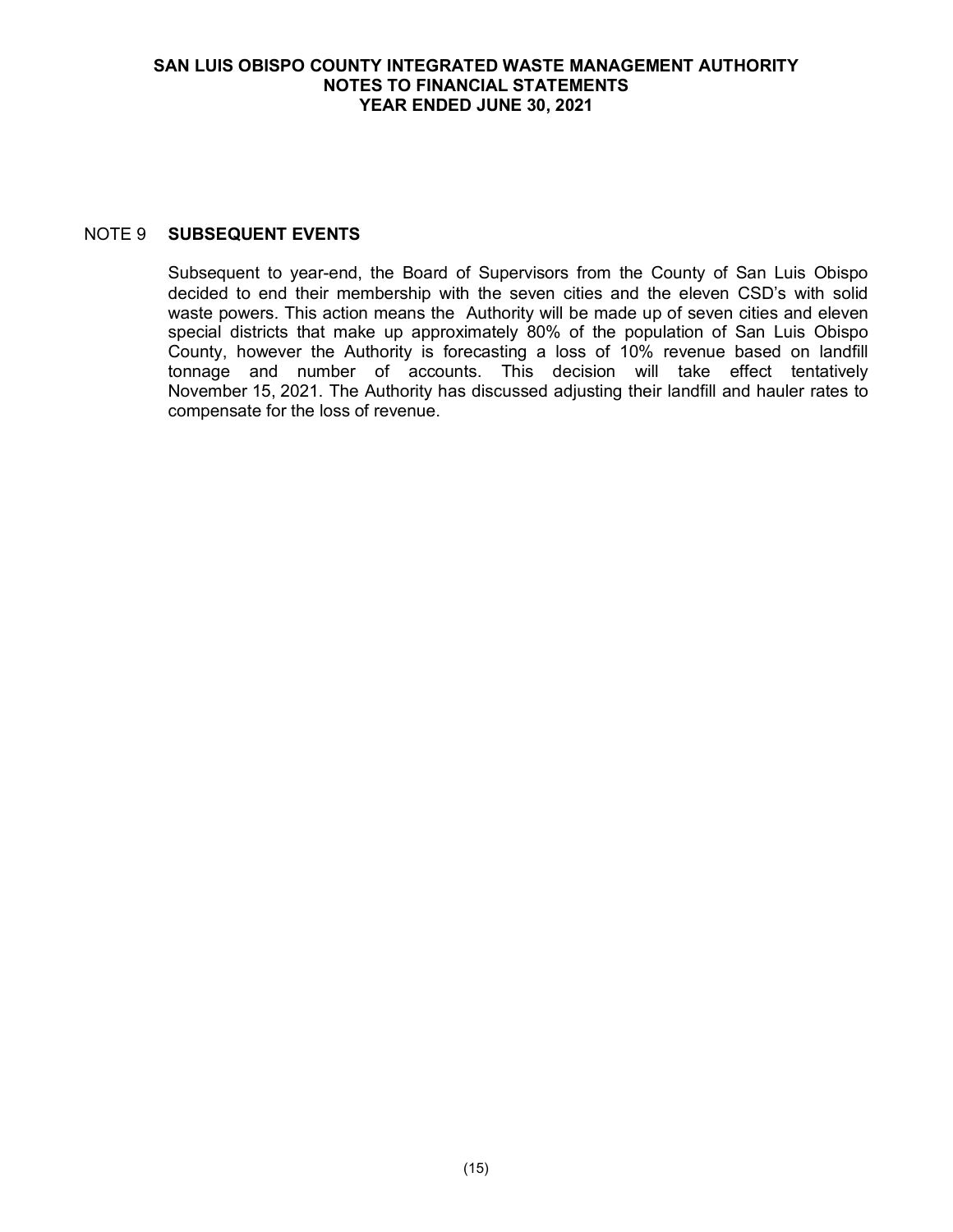## NOTE 9 SUBSEQUENT EVENTS

Subsequent to year-end, the Board of Supervisors from the County of San Luis Obispo decided to end their membership with the seven cities and the eleven CSD's with solid waste powers. This action means the Authority will be made up of seven cities and eleven special districts that make up approximately 80% of the population of San Luis Obispo County, however the Authority is forecasting a loss of 10% revenue based on landfill tonnage and number of accounts. This decision will take effect tentatively November 15, 2021. The Authority has discussed adjusting their landfill and hauler rates to compensate for the loss of revenue.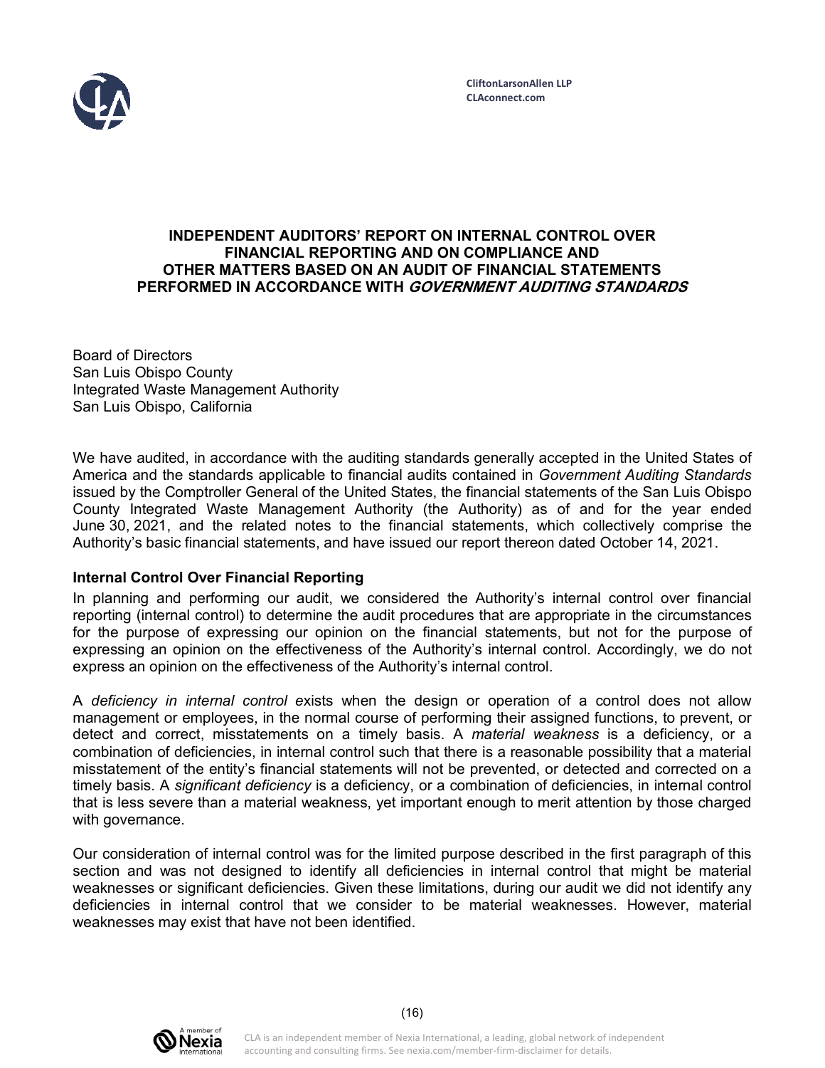CliftonLarsonAllen LLP
CLAconnect.com

# INDEPENDENT AUDITORS' REPORT ON INTERNAL CONTROL OVER FINANCIAL REPORTING AND ON COMPLIANCE AND OTHER MATTERS BASED ON AN AUDIT OF FINANCIAL STATEMENTS PERFORMED IN ACCORDANCE WITH *GOVERNMENT AUDITING STANDARDS*

Board of Directors
San Luis Obispo County
Integrated Waste Management Authority
San Luis Obispo, California

We have audited, in accordance with the auditing standards generally accepted in the United States of America and the standards applicable to financial audits contained in *Government Auditing Standards* issued by the Comptroller General of the United States, the financial statements of the San Luis Obispo County Integrated Waste Management Authority (the Authority) as of and for the year ended June 30, 2021, and the related notes to the financial statements, which collectively comprise the Authority's basic financial statements, and have issued our report thereon dated October 14, 2021.

**Internal Control Over Financial Reporting**

In planning and performing our audit, we considered the Authority's internal control over financial reporting (internal control) to determine the audit procedures that are appropriate in the circumstances for the purpose of expressing our opinion on the financial statements, but not for the purpose of expressing an opinion on the effectiveness of the Authority's internal control. Accordingly, we do not express an opinion on the effectiveness of the Authority's internal control.

A *deficiency in internal control* exists when the design or operation of a control does not allow management or employees, in the normal course of performing their assigned functions, to prevent, or detect and correct, misstatements on a timely basis. A *material weakness* is a deficiency, or a combination of deficiencies, in internal control such that there is a reasonable possibility that a material misstatement of the entity's financial statements will not be prevented, or detected and corrected on a timely basis. A *significant deficiency* is a deficiency, or a combination of deficiencies, in internal control that is less severe than a material weakness, yet important enough to merit attention by those charged with governance.

Our consideration of internal control was for the limited purpose described in the first paragraph of this section and was not designed to identify all deficiencies in internal control that might be material weaknesses or significant deficiencies. Given these limitations, during our audit we did not identify any deficiencies in internal control that we consider to be material weaknesses. However, material weaknesses may exist that have not been identified.

CLA is an independent member of Nexia International, a leading, global network of independent accounting and consulting firms. See nexia.com/member-firm-disclaimer for details.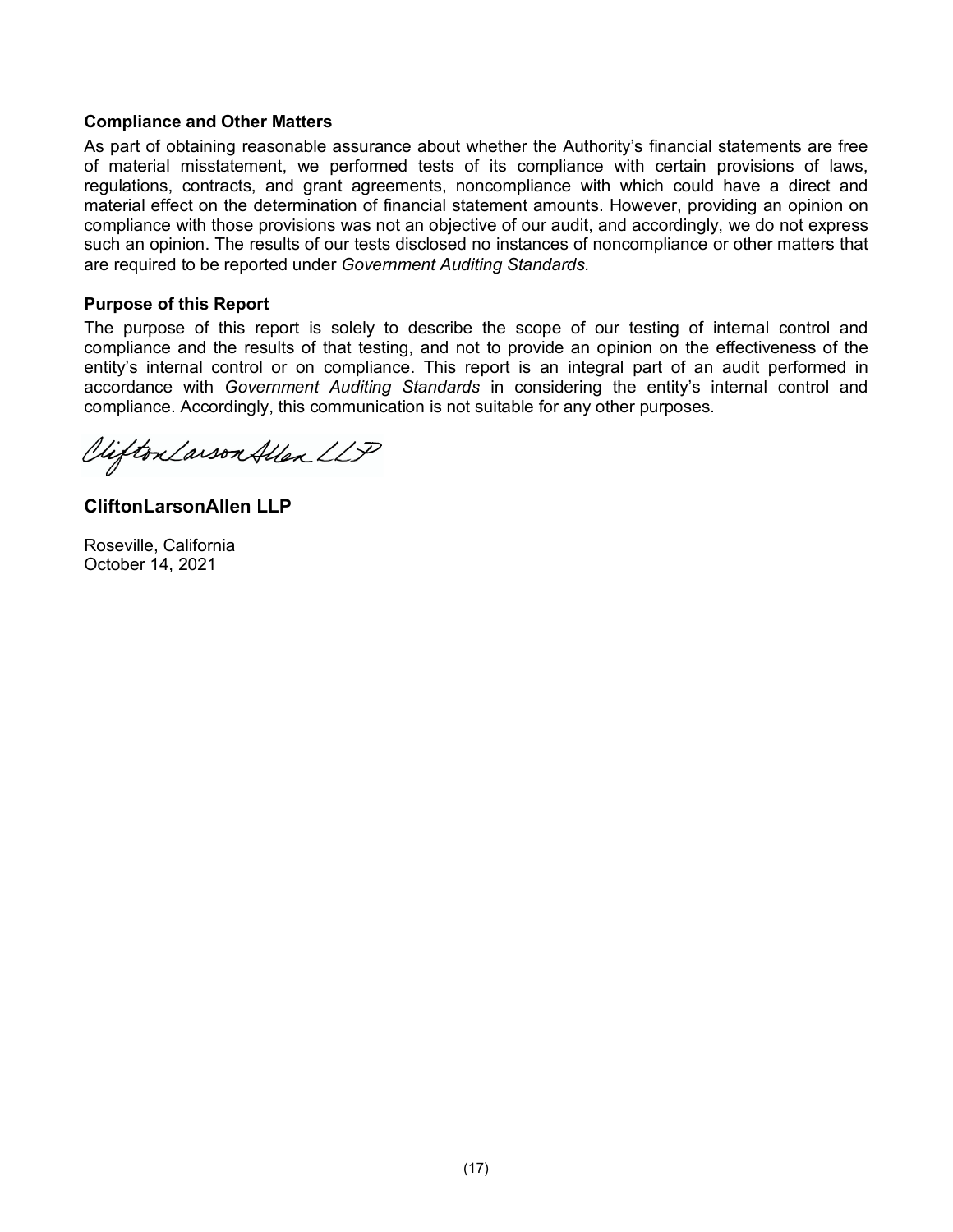### Compliance and Other Matters

As part of obtaining reasonable assurance about whether the Authority's financial statements are free of material misstatement, we performed tests of its compliance with certain provisions of laws, regulations, contracts, and grant agreements, noncompliance with which could have a direct and material effect on the determination of financial statement amounts. However, providing an opinion on compliance with those provisions was not an objective of our audit, and accordingly, we do not express such an opinion. The results of our tests disclosed no instances of noncompliance or other matters that are required to be reported under *Government Auditing Standards.*

### Purpose of this Report

The purpose of this report is solely to describe the scope of our testing of internal control and compliance and the results of that testing, and not to provide an opinion on the effectiveness of the entity's internal control or on compliance. This report is an integral part of an audit performed in accordance with *Government Auditing Standards* in considering the entity's internal control and compliance. Accordingly, this communication is not suitable for any other purposes.

CliftonLarsonAllen LLP

**CliftonLarsonAllen LLP**

Roseville, California
October 14, 2021